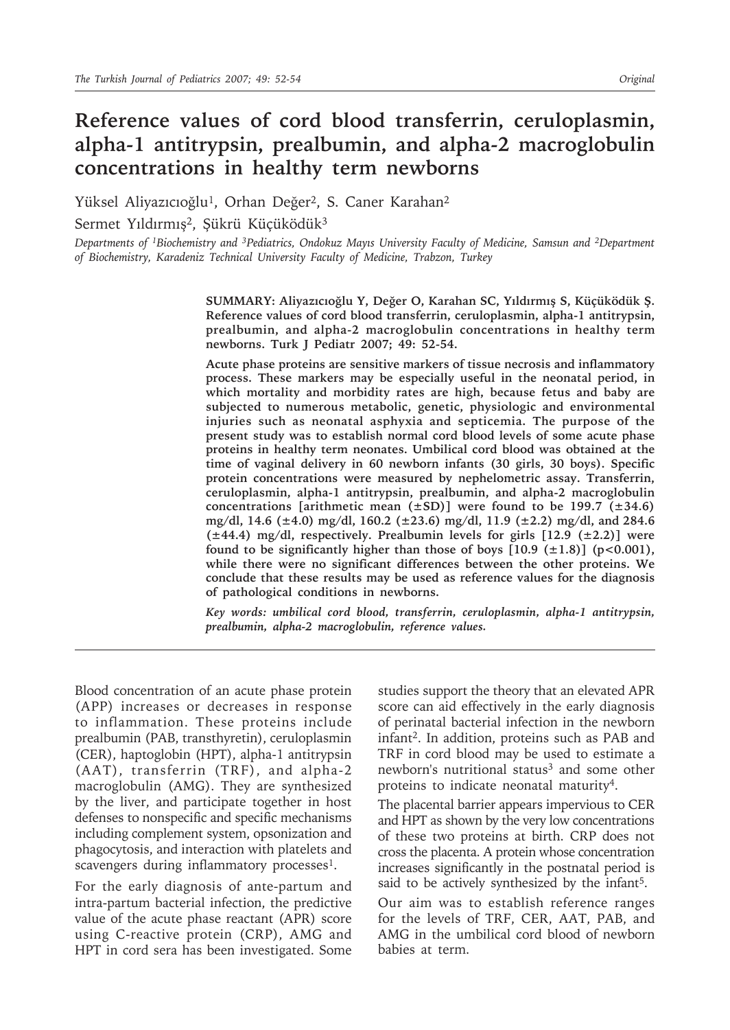# Reference values of cord blood transferrin, ceruloplasmin, alpha-1 antitrypsin, prealbumin, and alpha-2 macroglobulin concentrations in healthy term newborns

Yüksel Aliyazıcıoğlu[1], Orhan Değer[2], S. Caner Karahan[2]

Sermet Yıldırmış[2], Şükrü Küçüködük[3]

*Departments of [1]Biochemistry and [3]Pediatrics, Ondokuz Mayıs University Faculty of Medicine, Samsun and [2]Department of Biochemistry, Karadeniz Technical University Faculty of Medicine, Trabzon, Turkey*

**SUMMARY: Aliyazıcıoğlu Y, Değer O, Karahan SC, Yıldırmış S, Küçüködük Ş. Reference values of cord blood transferrin, ceruloplasmin, alpha-1 antitrypsin, prealbumin, and alpha-2 macroglobulin concentrations in healthy term newborns. Turk J Pediatr 2007; 49: 52-54.**

**Acute phase proteins are sensitive markers of tissue necrosis and inflammatory process. These markers may be especially useful in the neonatal period, in which mortality and morbidity rates are high, because fetus and baby are subjected to numerous metabolic, genetic, physiologic and environmental injuries such as neonatal asphyxia and septicemia. The purpose of the present study was to establish normal cord blood levels of some acute phase proteins in healthy term neonates. Umbilical cord blood was obtained at the time of vaginal delivery in 60 newborn infants (30 girls, 30 boys). Specific protein concentrations were measured by nephelometric assay. Transferrin, ceruloplasmin, alpha-1 antitrypsin, prealbumin, and alpha-2 macroglobulin concentrations [arithmetic mean (±SD)] were found to be 199.7 (±34.6) mg/dl, 14.6 (±4.0) mg/dl, 160.2 (±23.6) mg/dl, 11.9 (±2.2) mg/dl, and 284.6 (±44.4) mg/dl, respectively. Prealbumin levels for girls [12.9 (±2.2)] were found to be significantly higher than those of boys [10.9 (±1.8)] (p<0.001), while there were no significant differences between the other proteins. We conclude that these results may be used as reference values for the diagnosis of pathological conditions in newborns.**

*Key words: umbilical cord blood, transferrin, ceruloplasmin, alpha-1 antitrypsin, prealbumin, alpha-2 macroglobulin, reference values.*

Blood concentration of an acute phase protein (APP) increases or decreases in response to inflammation. These proteins include prealbumin (PAB, transthyretin), ceruloplasmin (CER), haptoglobin (HPT), alpha-1 antitrypsin (AAT), transferrin (TRF), and alpha-2 macroglobulin (AMG). They are synthesized by the liver, and participate together in host defenses to nonspecific and specific mechanisms including complement system, opsonization and phagocytosis, and interaction with platelets and scavengers during inflammatory processes[1].

For the early diagnosis of ante-partum and intra-partum bacterial infection, the predictive value of the acute phase reactant (APR) score using C-reactive protein (CRP), AMG and HPT in cord sera has been investigated. Some studies support the theory that an elevated APR score can aid effectively in the early diagnosis of perinatal bacterial infection in the newborn infant[2]. In addition, proteins such as PAB and TRF in cord blood may be used to estimate a newborn's nutritional status[3] and some other proteins to indicate neonatal maturity[4].

The placental barrier appears impervious to CER and HPT as shown by the very low concentrations of these two proteins at birth. CRP does not cross the placenta. A protein whose concentration increases significantly in the postnatal period is said to be actively synthesized by the infant[5].

Our aim was to establish reference ranges for the levels of TRF, CER, AAT, PAB, and AMG in the umbilical cord blood of newborn babies at term.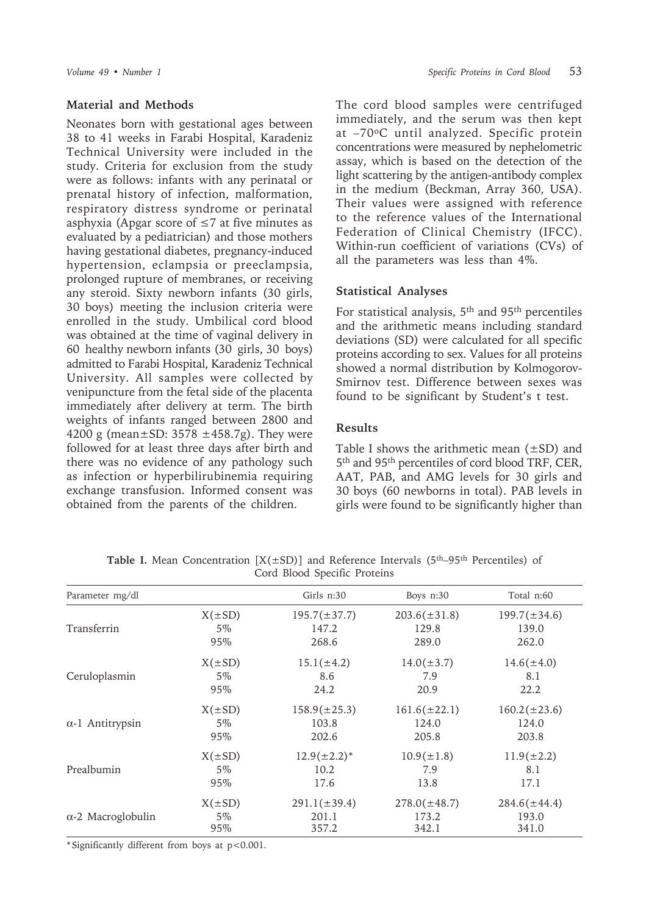## Material and Methods

Neonates born with gestational ages between 38 to 41 weeks in Farabi Hospital, Karadeniz Technical University were included in the study. Criteria for exclusion from the study were as follows: infants with any perinatal or prenatal history of infection, malformation, respiratory distress syndrome or perinatal asphyxia (Apgar score of ≤7 at five minutes as evaluated by a pediatrician) and those mothers having gestational diabetes, pregnancy-induced hypertension, eclampsia or preeclampsia, prolonged rupture of membranes, or receiving any steroid. Sixty newborn infants (30 girls, 30 boys) meeting the inclusion criteria were enrolled in the study. Umbilical cord blood was obtained at the time of vaginal delivery in 60 healthy newborn infants (30 girls, 30 boys) admitted to Farabi Hospital, Karadeniz Technical University. All samples were collected by venipuncture from the fetal side of the placenta immediately after delivery at term. The birth weights of infants ranged between 2800 and 4200 g (mean±SD: 3578 ±458.7g). They were followed for at least three days after birth and there was no evidence of any pathology such as infection or hyperbilirubinemia requiring exchange transfusion. Informed consent was obtained from the parents of the children.

The cord blood samples were centrifuged immediately, and the serum was then kept at −70°C until analyzed. Specific protein concentrations were measured by nephelometric assay, which is based on the detection of the light scattering by the antigen-antibody complex in the medium (Beckman, Array 360, USA). Their values were assigned with reference to the reference values of the International Federation of Clinical Chemistry (IFCC). Within-run coefficient of variations (CVs) of all the parameters was less than 4%.

## Statistical Analyses

For statistical analysis, 5th and 95th percentiles and the arithmetic means including standard deviations (SD) were calculated for all specific proteins according to sex. Values for all proteins showed a normal distribution by Kolmogorov-Smirnov test. Difference between sexes was found to be significant by Student's t test.

## Results

Table I shows the arithmetic mean (±SD) and 5th and 95th percentiles of cord blood TRF, CER, AAT, PAB, and AMG levels for 30 girls and 30 boys (60 newborns in total). PAB levels in girls were found to be significantly higher than

**Table I.** Mean Concentration [X(±SD)] and Reference Intervals (5th–95th Percentiles) of Cord Blood Specific Proteins

| Parameter mg/dl | | Girls n:30 | Boys n:30 | Total n:60 |
|---|---|---|---|---|
| Transferrin | X(±SD) | 195.7(±37.7) | 203.6(±31.8) | 199.7(±34.6) |
| | 5% | 147.2 | 129.8 | 139.0 |
| | 95% | 268.6 | 289.0 | 262.0 |
| Ceruloplasmin | X(±SD) | 15.1(±4.2) | 14.0(±3.7) | 14.6(±4.0) |
| | 5% | 8.6 | 7.9 | 8.1 |
| | 95% | 24.2 | 20.9 | 22.2 |
| α-1 Antitrypsin | X(±SD) | 158.9(±25.3) | 161.6(±22.1) | 160.2(±23.6) |
| | 5% | 103.8 | 124.0 | 124.0 |
| | 95% | 202.6 | 205.8 | 203.8 |
| Prealbumin | X(±SD) | 12.9(±2.2)* | 10.9(±1.8) | 11.9(±2.2) |
| | 5% | 10.2 | 7.9 | 8.1 |
| | 95% | 17.6 | 13.8 | 17.1 |
| α-2 Macroglobulin | X(±SD) | 291.1(±39.4) | 278.0(±48.7) | 284.6(±44.4) |
| | 5% | 201.1 | 173.2 | 193.0 |
| | 95% | 357.2 | 342.1 | 341.0 |

*Significantly different from boys at $p<0.001$.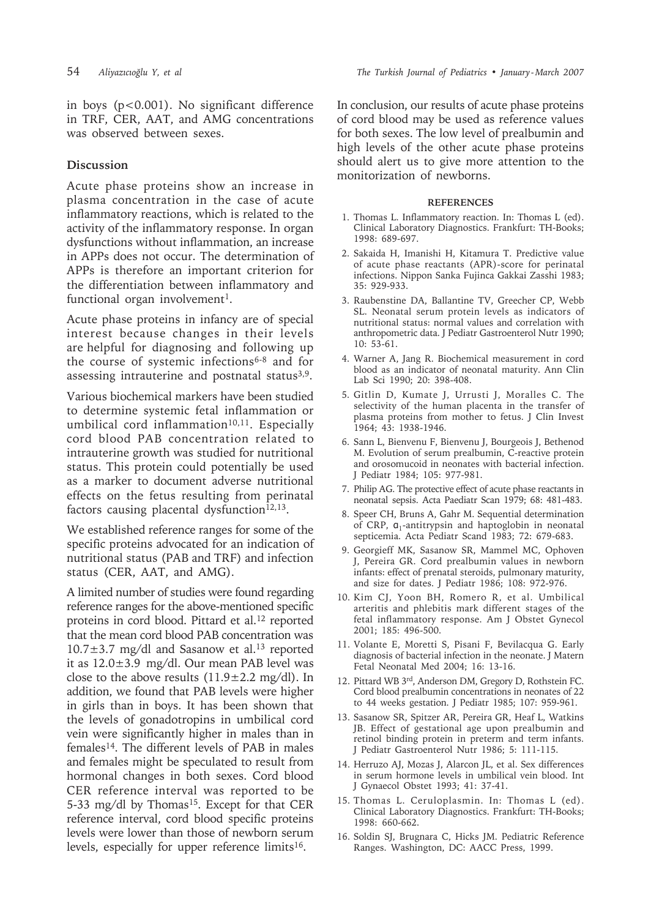in boys ($p<0.001$). No significant difference in TRF, CER, AAT, and AMG concentrations was observed between sexes.

## Discussion

Acute phase proteins show an increase in plasma concentration in the case of acute inflammatory reactions, which is related to the activity of the inflammatory response. In organ dysfunctions without inflammation, an increase in APPs does not occur. The determination of APPs is therefore an important criterion for the differentiation between inflammatory and functional organ involvement[1].

Acute phase proteins in infancy are of special interest because changes in their levels are helpful for diagnosing and following up the course of systemic infections[6-8] and for assessing intrauterine and postnatal status[3,9].

Various biochemical markers have been studied to determine systemic fetal inflammation or umbilical cord inflammation[10,11]. Especially cord blood PAB concentration related to intrauterine growth was studied for nutritional status. This protein could potentially be used as a marker to document adverse nutritional effects on the fetus resulting from perinatal factors causing placental dysfunction[12,13].

We established reference ranges for some of the specific proteins advocated for an indication of nutritional status (PAB and TRF) and infection status (CER, AAT, and AMG).

A limited number of studies were found regarding reference ranges for the above-mentioned specific proteins in cord blood. Pittard et al.[12] reported that the mean cord blood PAB concentration was $10.7\pm3.7$ mg/dl and Sasanow et al.[13] reported it as $12.0\pm3.9$ mg/dl. Our mean PAB level was close to the above results ($11.9\pm2.2$ mg/dl). In addition, we found that PAB levels were higher in girls than in boys. It has been shown that the levels of gonadotropins in umbilical cord vein were significantly higher in males than in females[14]. The different levels of PAB in males and females might be speculated to result from hormonal changes in both sexes. Cord blood CER reference interval was reported to be 5-33 mg/dl by Thomas[15]. Except for that CER reference interval, cord blood specific proteins levels were lower than those of newborn serum levels, especially for upper reference limits[16].

In conclusion, our results of acute phase proteins of cord blood may be used as reference values for both sexes. The low level of prealbumin and high levels of the other acute phase proteins should alert us to give more attention to the monitorization of newborns.

### REFERENCES

1. Thomas L. Inflammatory reaction. In: Thomas L (ed). Clinical Laboratory Diagnostics. Frankfurt: TH-Books; 1998: 689-697.
2. Sakaida H, Imanishi H, Kitamura T. Predictive value of acute phase reactants (APR)-score for perinatal infections. Nippon Sanka Fujinca Gakkai Zasshi 1983; 35: 929-933.
3. Raubenstine DA, Ballantine TV, Greecher CP, Webb SL. Neonatal serum protein levels as indicators of nutritional status: normal values and correlation with anthropometric data. J Pediatr Gastroenterol Nutr 1990; 10: 53-61.
4. Warner A, Jang R. Biochemical measurement in cord blood as an indicator of neonatal maturity. Ann Clin Lab Sci 1990; 20: 398-408.
5. Gitlin D, Kumate J, Urrusti J, Moralles C. The selectivity of the human placenta in the transfer of plasma proteins from mother to fetus. J Clin Invest 1964; 43: 1938-1946.
6. Sann L, Bienvenu F, Bienvenu J, Bourgeois J, Bethenod M. Evolution of serum prealbumin, C-reactive protein and orosomucoid in neonates with bacterial infection. J Pediatr 1984; 105: 977-981.
7. Philip AG. The protective effect of acute phase reactants in neonatal sepsis. Acta Paediatr Scan 1979; 68: 481-483.
8. Speer CH, Bruns A, Gahr M. Sequential determination of CRP, $\alpha_1$-antitrypsin and haptoglobin in neonatal septicemia. Acta Pediatr Scand 1983; 72: 679-683.
9. Georgieff MK, Sasanow SR, Mammel MC, Ophoven J, Pereira GR. Cord prealbumin values in newborn infants: effect of prenatal steroids, pulmonary maturity, and size for dates. J Pediatr 1986; 108: 972-976.
10. Kim CJ, Yoon BH, Romero R, et al. Umbilical arteritis and phlebitis mark different stages of the fetal inflammatory response. Am J Obstet Gynecol 2001; 185: 496-500.
11. Volante E, Moretti S, Pisani F, Bevilacqua G. Early diagnosis of bacterial infection in the neonate. J Matern Fetal Neonatal Med 2004; 16: 13-16.
12. Pittard WB 3rd, Anderson DM, Gregory D, Rothstein FC. Cord blood prealbumin concentrations in neonates of 22 to 44 weeks gestation. J Pediatr 1985; 107: 959-961.
13. Sasanow SR, Spitzer AR, Pereira GR, Heaf L, Watkins JB. Effect of gestational age upon prealbumin and retinol binding protein in preterm and term infants. J Pediatr Gastroenterol Nutr 1986; 5: 111-115.
14. Herruzo AJ, Mozas J, Alarcon JL, et al. Sex differences in serum hormone levels in umbilical vein blood. Int J Gynaecol Obstet 1993; 41: 37-41.
15. Thomas L. Ceruloplasmin. In: Thomas L (ed). Clinical Laboratory Diagnostics. Frankfurt: TH-Books; 1998: 660-662.
16. Soldin SJ, Brugnara C, Hicks JM. Pediatric Reference Ranges. Washington, DC: AACC Press, 1999.